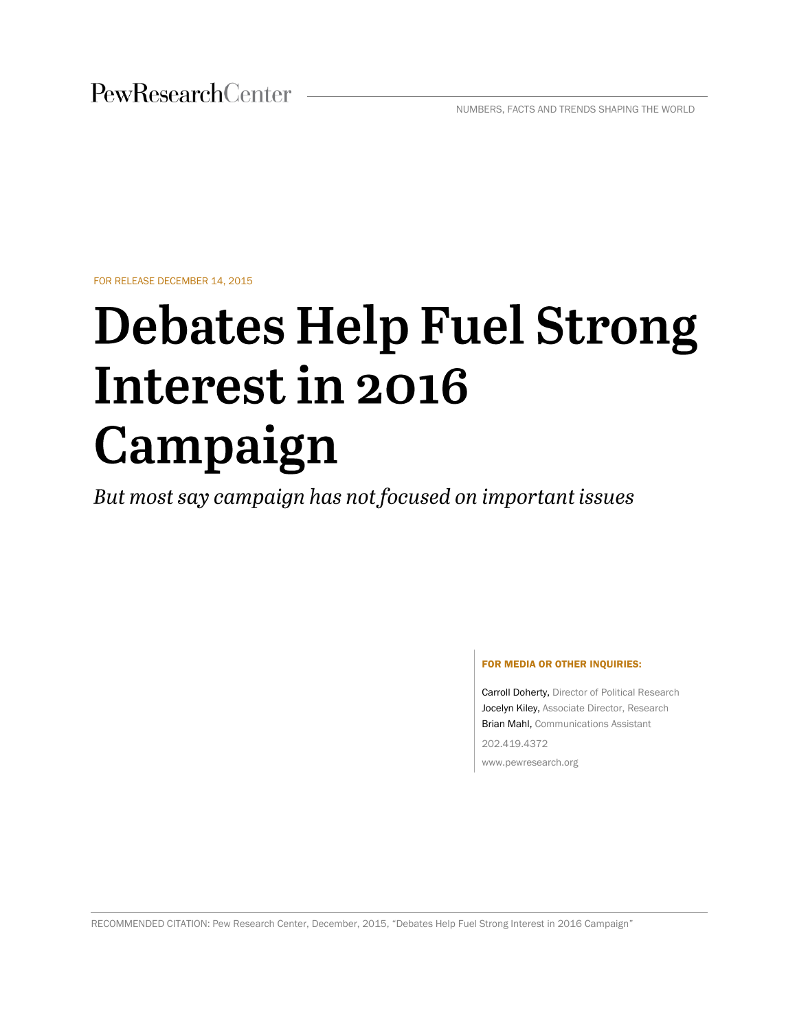PewResearchCenter

NUMBERS, FACTS AND TRENDS SHAPING THE WORLD

FOR RELEASE DECEMBER 14, 2015

# Debates Help Fuel Strong Interest in 2016 Campaign

*But most say campaign has not focused on important issues*

**FOR MEDIA OR OTHER INQUIRIES:**

Carroll Doherty, Director of Political Research
Jocelyn Kiley, Associate Director, Research
Brian Mahl, Communications Assistant

202.419.4372

www.pewresearch.org

RECOMMENDED CITATION: Pew Research Center, December, 2015, "Debates Help Fuel Strong Interest in 2016 Campaign"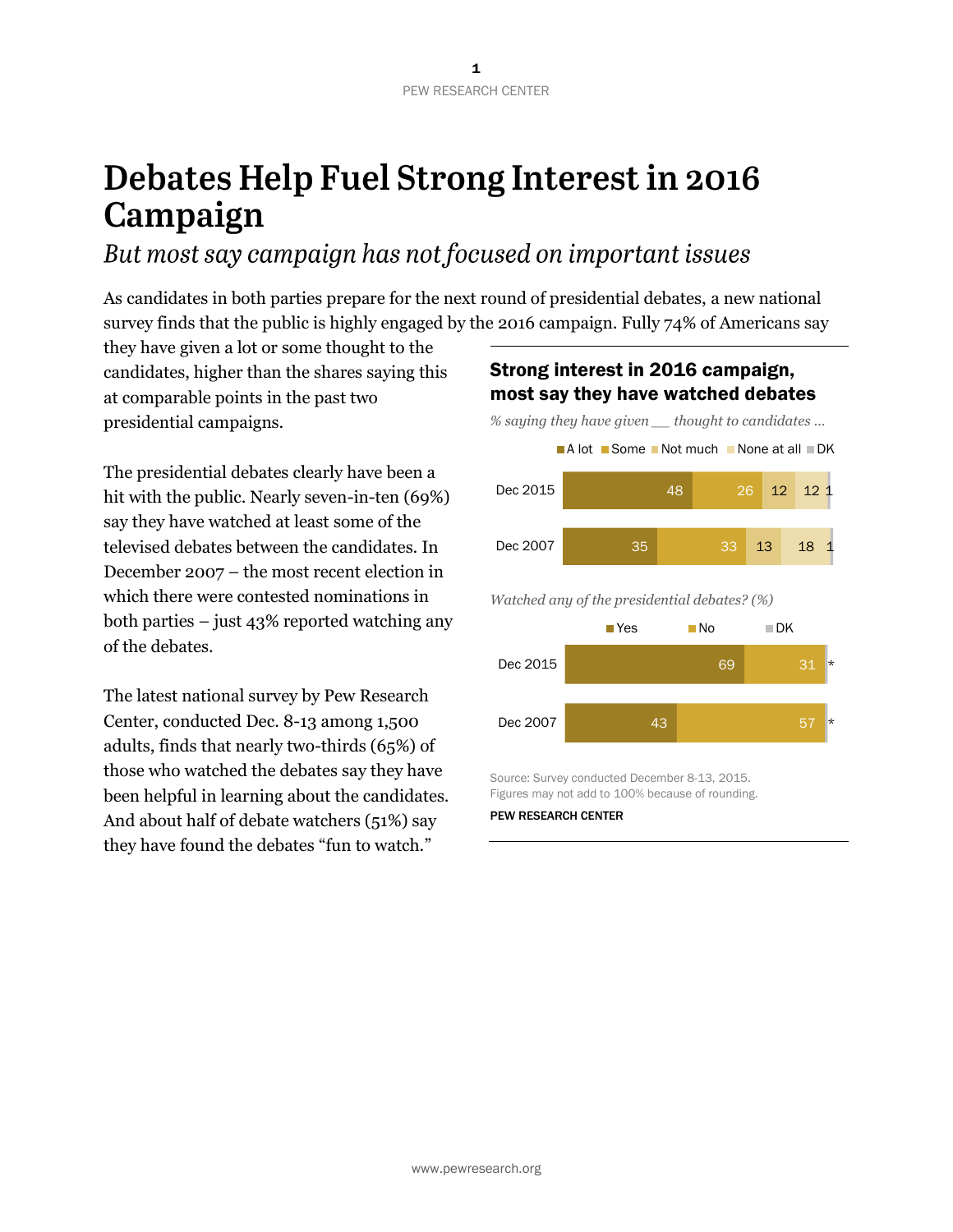# Debates Help Fuel Strong Interest in 2016 Campaign

*But most say campaign has not focused on important issues*

As candidates in both parties prepare for the next round of presidential debates, a new national survey finds that the public is highly engaged by the 2016 campaign. Fully 74% of Americans say they have given a lot or some thought to the candidates, higher than the shares saying this at comparable points in the past two presidential campaigns.

The presidential debates clearly have been a hit with the public. Nearly seven-in-ten (69%) say they have watched at least some of the televised debates between the candidates. In December 2007 – the most recent election in which there were contested nominations in both parties – just 43% reported watching any of the debates.

The latest national survey by Pew Research Center, conducted Dec. 8-13 among 1,500 adults, finds that nearly two-thirds (65%) of those who watched the debates say they have been helpful in learning about the candidates. And about half of debate watchers (51%) say they have found the debates "fun to watch."

**Strong interest in 2016 campaign, most say they have watched debates**

*% saying they have given __ thought to candidates …*

| | A lot | Some | Not much | None at all | DK |
|---|---|---|---|---|---|
| Dec 2015 | 48 | 26 | 12 | 12 | 1 |
| Dec 2007 | 35 | 33 | 13 | 18 | 1 |

*Watched any of the presidential debates? (%)*

| | Yes | No | DK |
|---|---|---|---|
| Dec 2015 | 69 | 31 | * |
| Dec 2007 | 43 | 57 | * |

Source: Survey conducted December 8-13, 2015.
Figures may not add to 100% because of rounding.

PEW RESEARCH CENTER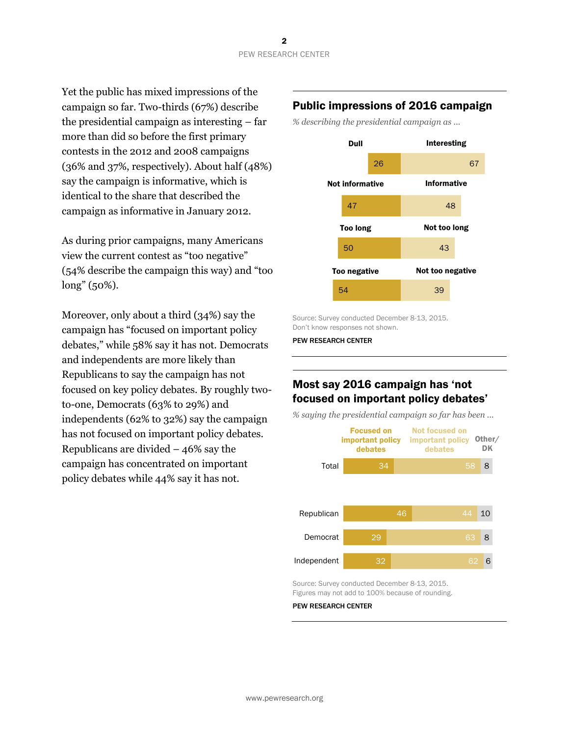Yet the public has mixed impressions of the campaign so far. Two-thirds (67%) describe the presidential campaign as interesting – far more than did so before the first primary contests in the 2012 and 2008 campaigns (36% and 37%, respectively). About half (48%) say the campaign is informative, which is identical to the share that described the campaign as informative in January 2012.

As during prior campaigns, many Americans view the current contest as "too negative" (54% describe the campaign this way) and "too long" (50%).

Moreover, only about a third (34%) say the campaign has "focused on important policy debates," while 58% say it has not. Democrats and independents are more likely than Republicans to say the campaign has not focused on key policy debates. By roughly two-to-one, Democrats (63% to 29%) and independents (62% to 32%) say the campaign has not focused on important policy debates. Republicans are divided – 46% say the campaign has concentrated on important policy debates while 44% say it has not.

## Public impressions of 2016 campaign

*% describing the presidential campaign as ...*

| | | |
|---|---|---|
| Dull | 26 | |
| Interesting | 67 | |
| Not informative | 47 | |
| Informative | 48 | |
| Too long | 50 | |
| Not too long | 43 | |
| Too negative | 54 | |
| Not too negative | 39 | |

Source: Survey conducted December 8-13, 2015.
Don't know responses not shown.

PEW RESEARCH CENTER

## Most say 2016 campaign has 'not focused on important policy debates'

*% saying the presidential campaign so far has been ...*

| | Focused on important policy debates | Not focused on important policy debates | Other/ DK |
|---|---|---|---|
| Total | 34 | 58 | 8 |
| Republican | 46 | 44 | 10 |
| Democrat | 29 | 63 | 8 |
| Independent | 32 | 62 | 6 |

Source: Survey conducted December 8-13, 2015.
Figures may not add to 100% because of rounding.

PEW RESEARCH CENTER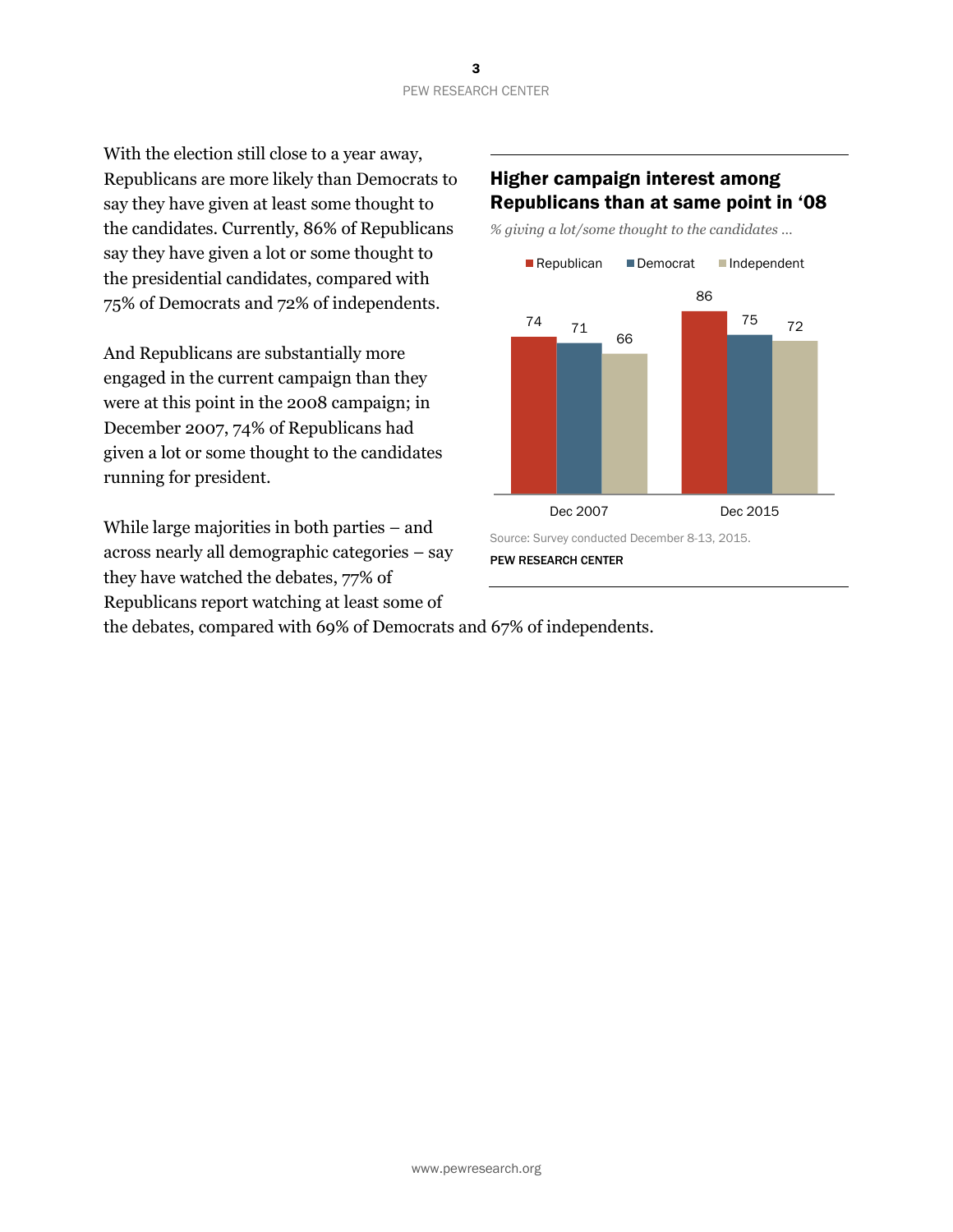With the election still close to a year away, Republicans are more likely than Democrats to say they have given at least some thought to the candidates. Currently, 86% of Republicans say they have given a lot or some thought to the presidential candidates, compared with 75% of Democrats and 72% of independents.

And Republicans are substantially more engaged in the current campaign than they were at this point in the 2008 campaign; in December 2007, 74% of Republicans had given a lot or some thought to the candidates running for president.

While large majorities in both parties – and across nearly all demographic categories – say they have watched the debates, 77% of Republicans report watching at least some of the debates, compared with 69% of Democrats and 67% of independents.

## Higher campaign interest among Republicans than at same point in '08

*% giving a lot/some thought to the candidates ...*

| | Republican | Democrat | Independent |
|---|---|---|---|
| Dec 2007 | 74 | 71 | 66 |
| Dec 2015 | 86 | 75 | 72 |

Source: Survey conducted December 8-13, 2015.

PEW RESEARCH CENTER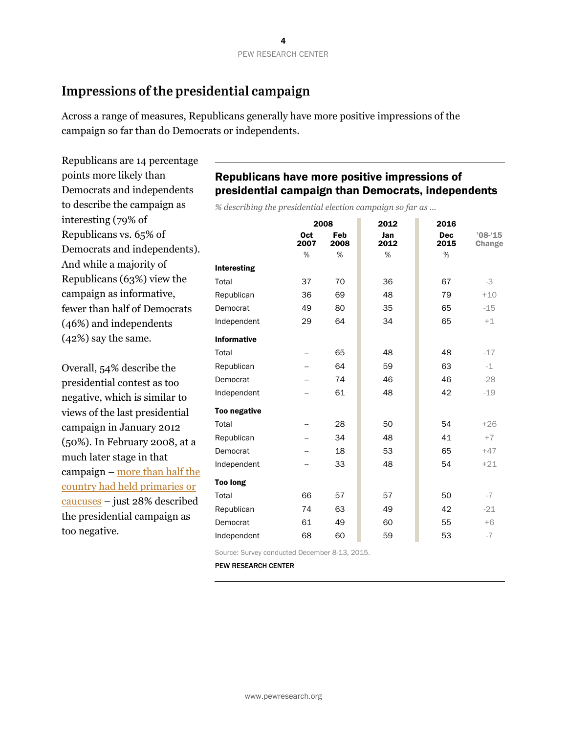## Impressions of the presidential campaign

Across a range of measures, Republicans generally have more positive impressions of the campaign so far than do Democrats or independents.

Republicans are 14 percentage points more likely than Democrats and independents to describe the campaign as interesting (79% of Republicans vs. 65% of Democrats and independents). And while a majority of Republicans (63%) view the campaign as informative, fewer than half of Democrats (46%) and independents (42%) say the same.

Overall, 54% describe the presidential contest as too negative, which is similar to views of the last presidential campaign in January 2012 (50%). In February 2008, at a much later stage in that campaign – more than half the country had held primaries or caucuses – just 28% described the presidential campaign as too negative.

### Republicans have more positive impressions of presidential campaign than Democrats, independents

*% describing the presidential election campaign so far as …*

| | 2008 | | 2012 | 2016 | |
|---|---|---|---|---|---|
| | Oct 2007 | Feb 2008 | Jan 2012 | Dec 2015 | '08-'15 Change |
| | % | % | % | % | |
| **Interesting** | | | | | |
| Total | 37 | 70 | 36 | 67 | -3 |
| Republican | 36 | 69 | 48 | 79 | +10 |
| Democrat | 49 | 80 | 35 | 65 | -15 |
| Independent | 29 | 64 | 34 | 65 | +1 |
| **Informative** | | | | | |
| Total | -- | 65 | 48 | 48 | -17 |
| Republican | -- | 64 | 59 | 63 | -1 |
| Democrat | -- | 74 | 46 | 46 | -28 |
| Independent | -- | 61 | 48 | 42 | -19 |
| **Too negative** | | | | | |
| Total | -- | 28 | 50 | 54 | +26 |
| Republican | -- | 34 | 48 | 41 | +7 |
| Democrat | -- | 18 | 53 | 65 | +47 |
| Independent | -- | 33 | 48 | 54 | +21 |
| **Too long** | | | | | |
| Total | 66 | 57 | 57 | 50 | -7 |
| Republican | 74 | 63 | 49 | 42 | -21 |
| Democrat | 61 | 49 | 60 | 55 | +6 |
| Independent | 68 | 60 | 59 | 53 | -7 |

Source: Survey conducted December 8-13, 2015.

PEW RESEARCH CENTER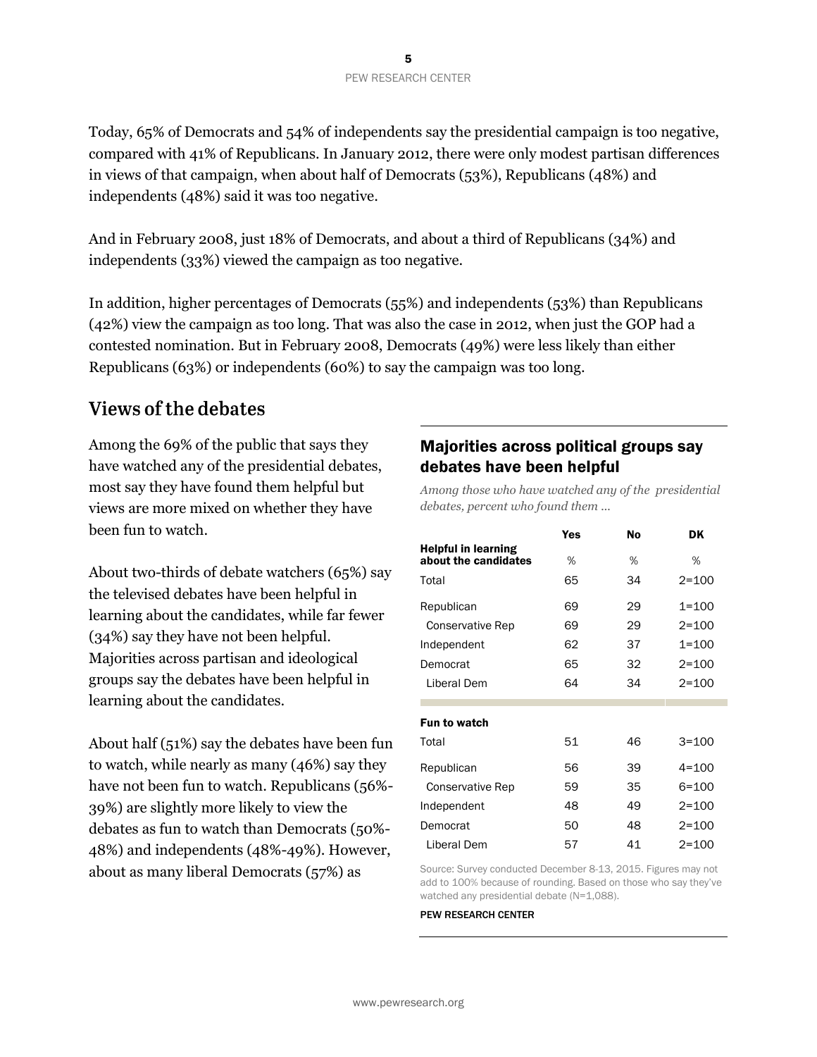Today, 65% of Democrats and 54% of independents say the presidential campaign is too negative, compared with 41% of Republicans. In January 2012, there were only modest partisan differences in views of that campaign, when about half of Democrats (53%), Republicans (48%) and independents (48%) said it was too negative.

And in February 2008, just 18% of Democrats, and about a third of Republicans (34%) and independents (33%) viewed the campaign as too negative.

In addition, higher percentages of Democrats (55%) and independents (53%) than Republicans (42%) view the campaign as too long. That was also the case in 2012, when just the GOP had a contested nomination. But in February 2008, Democrats (49%) were less likely than either Republicans (63%) or independents (60%) to say the campaign was too long.

## Views of the debates

Among the 69% of the public that says they have watched any of the presidential debates, most say they have found them helpful but views are more mixed on whether they have been fun to watch.

About two-thirds of debate watchers (65%) say the televised debates have been helpful in learning about the candidates, while far fewer (34%) say they have not been helpful. Majorities across partisan and ideological groups say the debates have been helpful in learning about the candidates.

About half (51%) say the debates have been fun to watch, while nearly as many (46%) say they have not been fun to watch. Republicans (56%-39%) are slightly more likely to view the debates as fun to watch than Democrats (50%-48%) and independents (48%-49%). However, about as many liberal Democrats (57%) as

### Majorities across political groups say debates have been helpful

*Among those who have watched any of the presidential debates, percent who found them ...*

| | Yes | No | DK |
|---|---|---|---|
| **Helpful in learning about the candidates** | % | % | % |
| Total | 65 | 34 | 2=100 |
| Republican | 69 | 29 | 1=100 |
| Conservative Rep | 69 | 29 | 2=100 |
| Independent | 62 | 37 | 1=100 |
| Democrat | 65 | 32 | 2=100 |
| Liberal Dem | 64 | 34 | 2=100 |
| **Fun to watch** | | | |
| Total | 51 | 46 | 3=100 |
| Republican | 56 | 39 | 4=100 |
| Conservative Rep | 59 | 35 | 6=100 |
| Independent | 48 | 49 | 2=100 |
| Democrat | 50 | 48 | 2=100 |
| Liberal Dem | 57 | 41 | 2=100 |

Source: Survey conducted December 8-13, 2015. Figures may not add to 100% because of rounding. Based on those who say they've watched any presidential debate (N=1,088).

PEW RESEARCH CENTER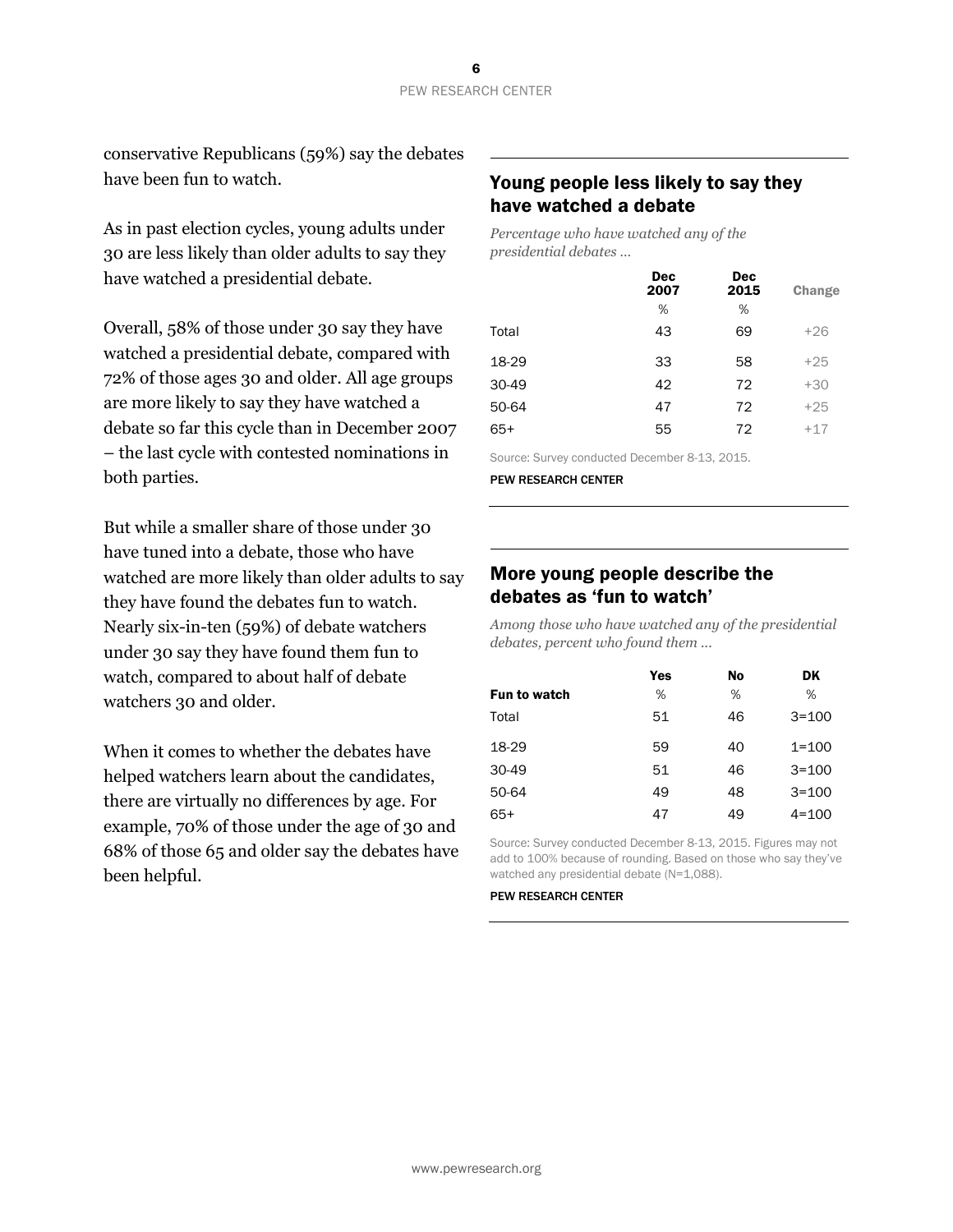conservative Republicans (59%) say the debates have been fun to watch.

As in past election cycles, young adults under 30 are less likely than older adults to say they have watched a presidential debate.

Overall, 58% of those under 30 say they have watched a presidential debate, compared with 72% of those ages 30 and older. All age groups are more likely to say they have watched a debate so far this cycle than in December 2007 – the last cycle with contested nominations in both parties.

But while a smaller share of those under 30 have tuned into a debate, those who have watched are more likely than older adults to say they have found the debates fun to watch. Nearly six-in-ten (59%) of debate watchers under 30 say they have found them fun to watch, compared to about half of debate watchers 30 and older.

When it comes to whether the debates have helped watchers learn about the candidates, there are virtually no differences by age. For example, 70% of those under the age of 30 and 68% of those 65 and older say the debates have been helpful.

## Young people less likely to say they have watched a debate

*Percentage who have watched any of the presidential debates …*

| | Dec 2007 | Dec 2015 | Change |
|---|---|---|---|
| | % | % | |
| Total | 43 | 69 | +26 |
| 18-29 | 33 | 58 | +25 |
| 30-49 | 42 | 72 | +30 |
| 50-64 | 47 | 72 | +25 |
| 65+ | 55 | 72 | +17 |

Source: Survey conducted December 8-13, 2015.

PEW RESEARCH CENTER

## More young people describe the debates as 'fun to watch'

*Among those who have watched any of the presidential debates, percent who found them …*

| | Yes | No | DK |
|---|---|---|---|
| **Fun to watch** | % | % | % |
| Total | 51 | 46 | 3=100 |
| 18-29 | 59 | 40 | 1=100 |
| 30-49 | 51 | 46 | 3=100 |
| 50-64 | 49 | 48 | 3=100 |
| 65+ | 47 | 49 | 4=100 |

Source: Survey conducted December 8-13, 2015. Figures may not add to 100% because of rounding. Based on those who say they've watched any presidential debate (N=1,088).

PEW RESEARCH CENTER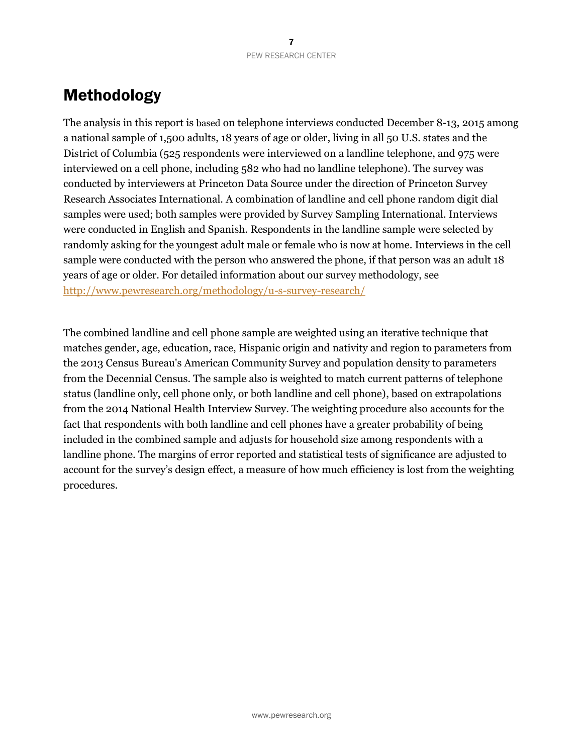# Methodology

The analysis in this report is based on telephone interviews conducted December 8-13, 2015 among a national sample of 1,500 adults, 18 years of age or older, living in all 50 U.S. states and the District of Columbia (525 respondents were interviewed on a landline telephone, and 975 were interviewed on a cell phone, including 582 who had no landline telephone). The survey was conducted by interviewers at Princeton Data Source under the direction of Princeton Survey Research Associates International. A combination of landline and cell phone random digit dial samples were used; both samples were provided by Survey Sampling International. Interviews were conducted in English and Spanish. Respondents in the landline sample were selected by randomly asking for the youngest adult male or female who is now at home. Interviews in the cell sample were conducted with the person who answered the phone, if that person was an adult 18 years of age or older. For detailed information about our survey methodology, see [http://www.pewresearch.org/methodology/u-s-survey-research/](http://www.pewresearch.org/methodology/u-s-survey-research/)

The combined landline and cell phone sample are weighted using an iterative technique that matches gender, age, education, race, Hispanic origin and nativity and region to parameters from the 2013 Census Bureau's American Community Survey and population density to parameters from the Decennial Census. The sample also is weighted to match current patterns of telephone status (landline only, cell phone only, or both landline and cell phone), based on extrapolations from the 2014 National Health Interview Survey. The weighting procedure also accounts for the fact that respondents with both landline and cell phones have a greater probability of being included in the combined sample and adjusts for household size among respondents with a landline phone. The margins of error reported and statistical tests of significance are adjusted to account for the survey's design effect, a measure of how much efficiency is lost from the weighting procedures.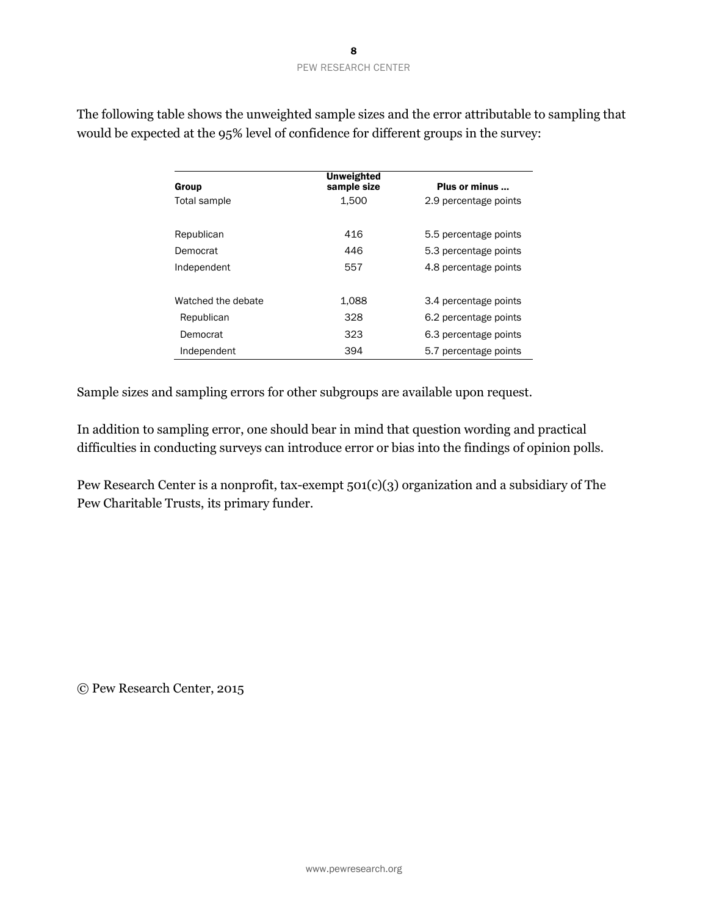The following table shows the unweighted sample sizes and the error attributable to sampling that would be expected at the 95% level of confidence for different groups in the survey:

| Group | Unweighted sample size | Plus or minus ... |
|---|---|---|
| Total sample | 1,500 | 2.9 percentage points |
| | | |
| Republican | 416 | 5.5 percentage points |
| Democrat | 446 | 5.3 percentage points |
| Independent | 557 | 4.8 percentage points |
| | | |
| Watched the debate | 1,088 | 3.4 percentage points |
| Republican | 328 | 6.2 percentage points |
| Democrat | 323 | 6.3 percentage points |
| Independent | 394 | 5.7 percentage points |

Sample sizes and sampling errors for other subgroups are available upon request.

In addition to sampling error, one should bear in mind that question wording and practical difficulties in conducting surveys can introduce error or bias into the findings of opinion polls.

Pew Research Center is a nonprofit, tax-exempt 501(c)(3) organization and a subsidiary of The Pew Charitable Trusts, its primary funder.

© Pew Research Center, 2015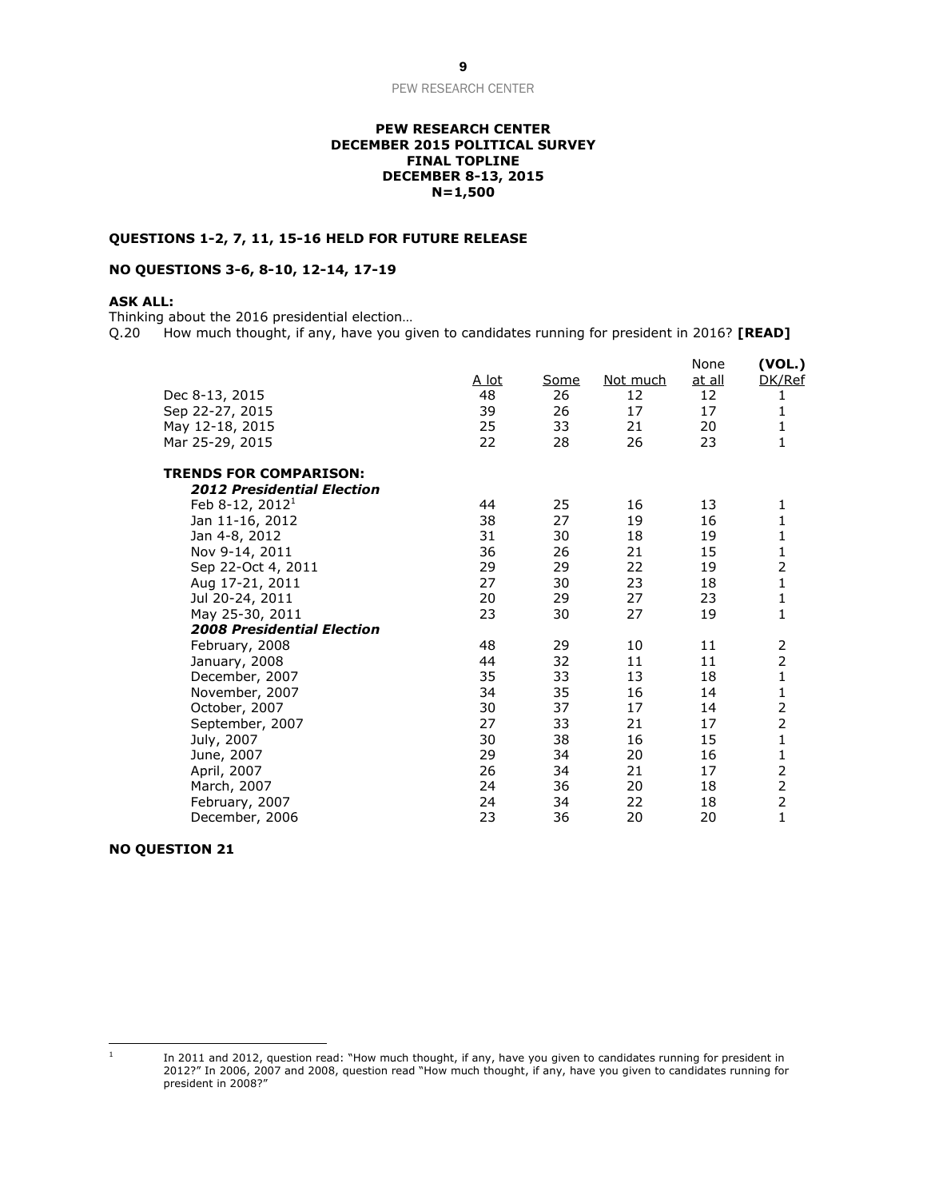**PEW RESEARCH CENTER**
**DECEMBER 2015 POLITICAL SURVEY**
**FINAL TOPLINE**
**DECEMBER 8-13, 2015**
**N=1,500**

**QUESTIONS 1-2, 7, 11, 15-16 HELD FOR FUTURE RELEASE**

**NO QUESTIONS 3-6, 8-10, 12-14, 17-19**

**ASK ALL:**
Thinking about the 2016 presidential election…
Q.20 How much thought, if any, have you given to candidates running for president in 2016? **[READ]**

| | A lot | Some | Not much | None at all | (VOL.) DK/Ref |
|---|---|---|---|---|---|
| Dec 8-13, 2015 | 48 | 26 | 12 | 12 | 1 |
| Sep 22-27, 2015 | 39 | 26 | 17 | 17 | 1 |
| May 12-18, 2015 | 25 | 33 | 21 | 20 | 1 |
| Mar 25-29, 2015 | 22 | 28 | 26 | 23 | 1 |
| **TRENDS FOR COMPARISON:** | | | | | |
| ***2012 Presidential Election*** | | | | | |
| Feb 8-12, 2012[1] | 44 | 25 | 16 | 13 | 1 |
| Jan 11-16, 2012 | 38 | 27 | 19 | 16 | 1 |
| Jan 4-8, 2012 | 31 | 30 | 18 | 19 | 1 |
| Nov 9-14, 2011 | 36 | 26 | 21 | 15 | 1 |
| Sep 22-Oct 4, 2011 | 29 | 29 | 22 | 19 | 2 |
| Aug 17-21, 2011 | 27 | 30 | 23 | 18 | 1 |
| Jul 20-24, 2011 | 20 | 29 | 27 | 23 | 1 |
| May 25-30, 2011 | 23 | 30 | 27 | 19 | 1 |
| ***2008 Presidential Election*** | | | | | |
| February, 2008 | 48 | 29 | 10 | 11 | 2 |
| January, 2008 | 44 | 32 | 11 | 11 | 2 |
| December, 2007 | 35 | 33 | 13 | 18 | 1 |
| November, 2007 | 34 | 35 | 16 | 14 | 1 |
| October, 2007 | 30 | 37 | 17 | 14 | 2 |
| September, 2007 | 27 | 33 | 21 | 17 | 2 |
| July, 2007 | 30 | 38 | 16 | 15 | 1 |
| June, 2007 | 29 | 34 | 20 | 16 | 1 |
| April, 2007 | 26 | 34 | 21 | 17 | 2 |
| March, 2007 | 24 | 36 | 20 | 18 | 2 |
| February, 2007 | 24 | 34 | 22 | 18 | 2 |
| December, 2006 | 23 | 36 | 20 | 20 | 1 |

**NO QUESTION 21**

[1] In 2011 and 2012, question read: "How much thought, if any, have you given to candidates running for president in 2012?" In 2006, 2007 and 2008, question read "How much thought, if any, have you given to candidates running for president in 2008?"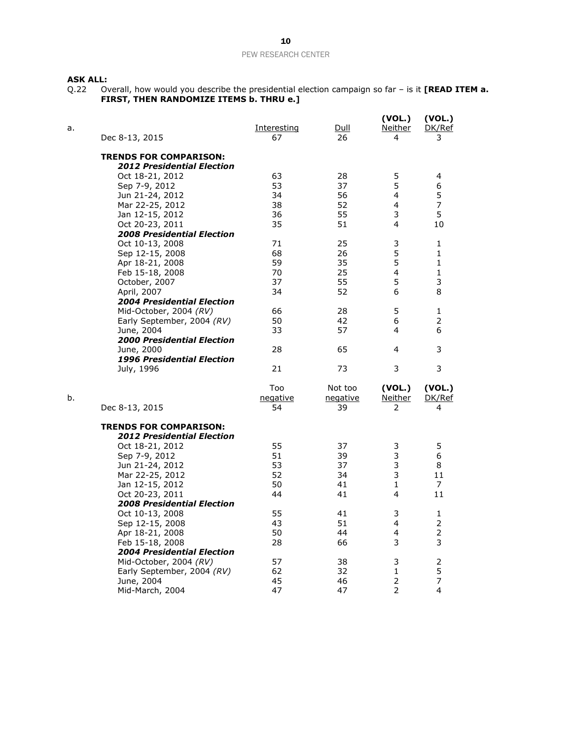**ASK ALL:**

Q.22 Overall, how would you describe the presidential election campaign so far – is it **[READ ITEM a. FIRST, THEN RANDOMIZE ITEMS b. THRU e.]**

| a. | Interesting | Dull | (VOL.) Neither | (VOL.) DK/Ref |
|---|---|---|---|---|
| Dec 8-13, 2015 | 67 | 26 | 4 | 3 |
| **TRENDS FOR COMPARISON:** | | | | |
| ***2012 Presidential Election*** | | | | |
| Oct 18-21, 2012 | 63 | 28 | 5 | 4 |
| Sep 7-9, 2012 | 53 | 37 | 5 | 6 |
| Jun 21-24, 2012 | 34 | 56 | 4 | 5 |
| Mar 22-25, 2012 | 38 | 52 | 4 | 7 |
| Jan 12-15, 2012 | 36 | 55 | 3 | 5 |
| Oct 20-23, 2011 | 35 | 51 | 4 | 10 |
| ***2008 Presidential Election*** | | | | |
| Oct 10-13, 2008 | 71 | 25 | 3 | 1 |
| Sep 12-15, 2008 | 68 | 26 | 5 | 1 |
| Apr 18-21, 2008 | 59 | 35 | 5 | 1 |
| Feb 15-18, 2008 | 70 | 25 | 4 | 1 |
| October, 2007 | 37 | 55 | 5 | 3 |
| April, 2007 | 34 | 52 | 6 | 8 |
| ***2004 Presidential Election*** | | | | |
| Mid-October, 2004 *(RV)* | 66 | 28 | 5 | 1 |
| Early September, 2004 *(RV)* | 50 | 42 | 6 | 2 |
| June, 2004 | 33 | 57 | 4 | 6 |
| ***2000 Presidential Election*** | | | | |
| June, 2000 | 28 | 65 | 4 | 3 |
| ***1996 Presidential Election*** | | | | |
| July, 1996 | 21 | 73 | 3 | 3 |

| b. | Too negative | Not too negative | (VOL.) Neither | (VOL.) DK/Ref |
|---|---|---|---|---|
| Dec 8-13, 2015 | 54 | 39 | 2 | 4 |
| **TRENDS FOR COMPARISON:** | | | | |
| ***2012 Presidential Election*** | | | | |
| Oct 18-21, 2012 | 55 | 37 | 3 | 5 |
| Sep 7-9, 2012 | 51 | 39 | 3 | 6 |
| Jun 21-24, 2012 | 53 | 37 | 3 | 8 |
| Mar 22-25, 2012 | 52 | 34 | 3 | 11 |
| Jan 12-15, 2012 | 50 | 41 | 1 | 7 |
| Oct 20-23, 2011 | 44 | 41 | 4 | 11 |
| ***2008 Presidential Election*** | | | | |
| Oct 10-13, 2008 | 55 | 41 | 3 | 1 |
| Sep 12-15, 2008 | 43 | 51 | 4 | 2 |
| Apr 18-21, 2008 | 50 | 44 | 4 | 2 |
| Feb 15-18, 2008 | 28 | 66 | 3 | 3 |
| ***2004 Presidential Election*** | | | | |
| Mid-October, 2004 *(RV)* | 57 | 38 | 3 | 2 |
| Early September, 2004 *(RV)* | 62 | 32 | 1 | 5 |
| June, 2004 | 45 | 46 | 2 | 7 |
| Mid-March, 2004 | 47 | 47 | 2 | 4 |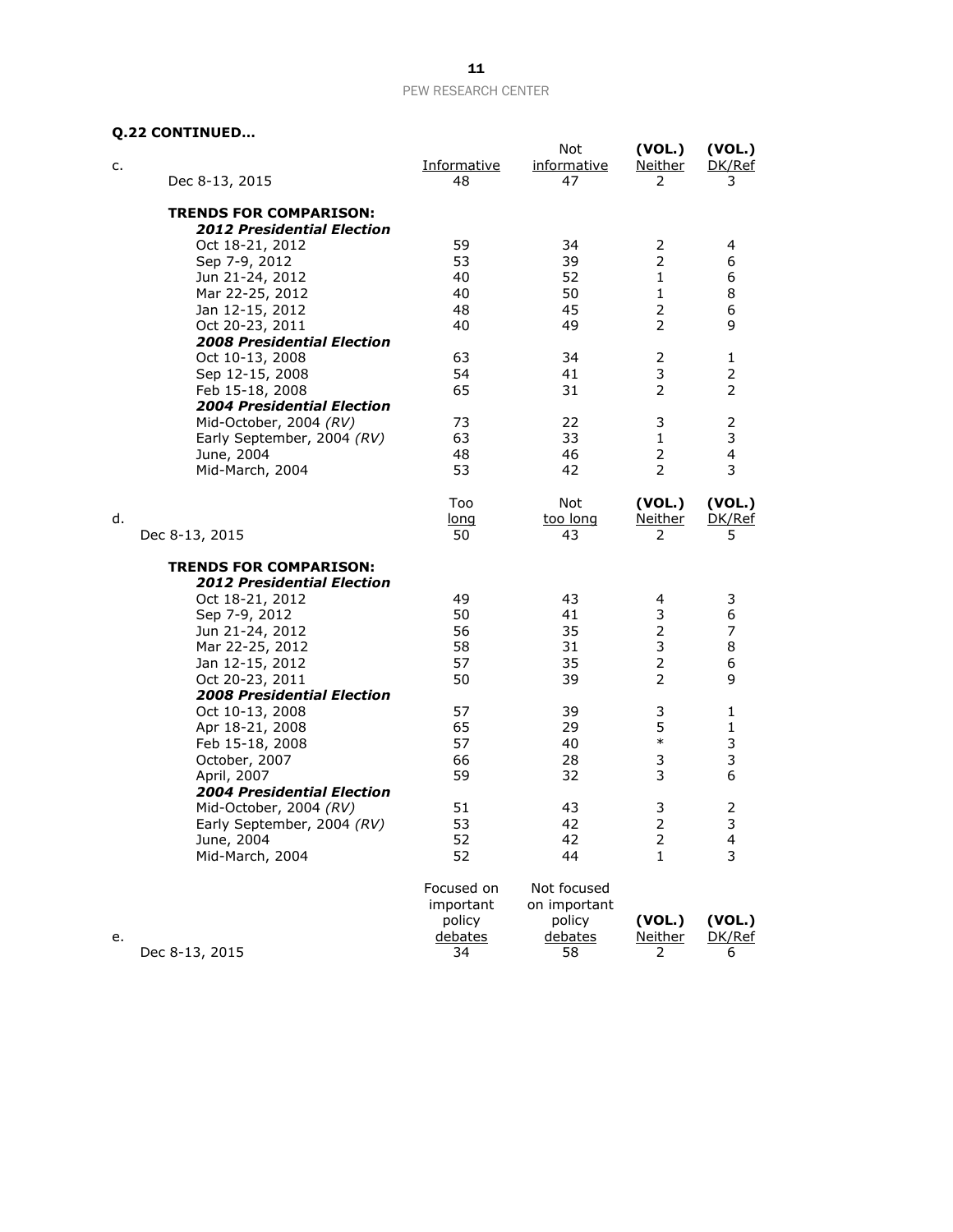**Q.22 CONTINUED…**

| c. | Informative | Not informative | (VOL.) Neither | (VOL.) DK/Ref |
|---|---|---|---|---|
| Dec 8-13, 2015 | 48 | 47 | 2 | 3 |
| **TRENDS FOR COMPARISON:** | | | | |
| ***2012 Presidential Election*** | | | | |
| Oct 18-21, 2012 | 59 | 34 | 2 | 4 |
| Sep 7-9, 2012 | 53 | 39 | 2 | 6 |
| Jun 21-24, 2012 | 40 | 52 | 1 | 6 |
| Mar 22-25, 2012 | 40 | 50 | 1 | 8 |
| Jan 12-15, 2012 | 48 | 45 | 2 | 6 |
| Oct 20-23, 2011 | 40 | 49 | 2 | 9 |
| ***2008 Presidential Election*** | | | | |
| Oct 10-13, 2008 | 63 | 34 | 2 | 1 |
| Sep 12-15, 2008 | 54 | 41 | 3 | 2 |
| Feb 15-18, 2008 | 65 | 31 | 2 | 2 |
| ***2004 Presidential Election*** | | | | |
| Mid-October, 2004 *(RV)* | 73 | 22 | 3 | 2 |
| Early September, 2004 *(RV)* | 63 | 33 | 1 | 3 |
| June, 2004 | 48 | 46 | 2 | 4 |
| Mid-March, 2004 | 53 | 42 | 2 | 3 |

| d. | Too long | Not too long | (VOL.) Neither | (VOL.) DK/Ref |
|---|---|---|---|---|
| Dec 8-13, 2015 | 50 | 43 | 2 | 5 |
| **TRENDS FOR COMPARISON:** | | | | |
| ***2012 Presidential Election*** | | | | |
| Oct 18-21, 2012 | 49 | 43 | 4 | 3 |
| Sep 7-9, 2012 | 50 | 41 | 3 | 6 |
| Jun 21-24, 2012 | 56 | 35 | 2 | 7 |
| Mar 22-25, 2012 | 58 | 31 | 3 | 8 |
| Jan 12-15, 2012 | 57 | 35 | 2 | 6 |
| Oct 20-23, 2011 | 50 | 39 | 2 | 9 |
| ***2008 Presidential Election*** | | | | |
| Oct 10-13, 2008 | 57 | 39 | 3 | 1 |
| Apr 18-21, 2008 | 65 | 29 | 5 | 1 |
| Feb 15-18, 2008 | 57 | 40 | * | 3 |
| October, 2007 | 66 | 28 | 3 | 3 |
| April, 2007 | 59 | 32 | 3 | 6 |
| ***2004 Presidential Election*** | | | | |
| Mid-October, 2004 *(RV)* | 51 | 43 | 3 | 2 |
| Early September, 2004 *(RV)* | 53 | 42 | 2 | 3 |
| June, 2004 | 52 | 42 | 2 | 4 |
| Mid-March, 2004 | 52 | 44 | 1 | 3 |

| e. | Focused on important policy debates | Not focused on important policy debates | (VOL.) Neither | (VOL.) DK/Ref |
|---|---|---|---|---|
| Dec 8-13, 2015 | 34 | 58 | 2 | 6 |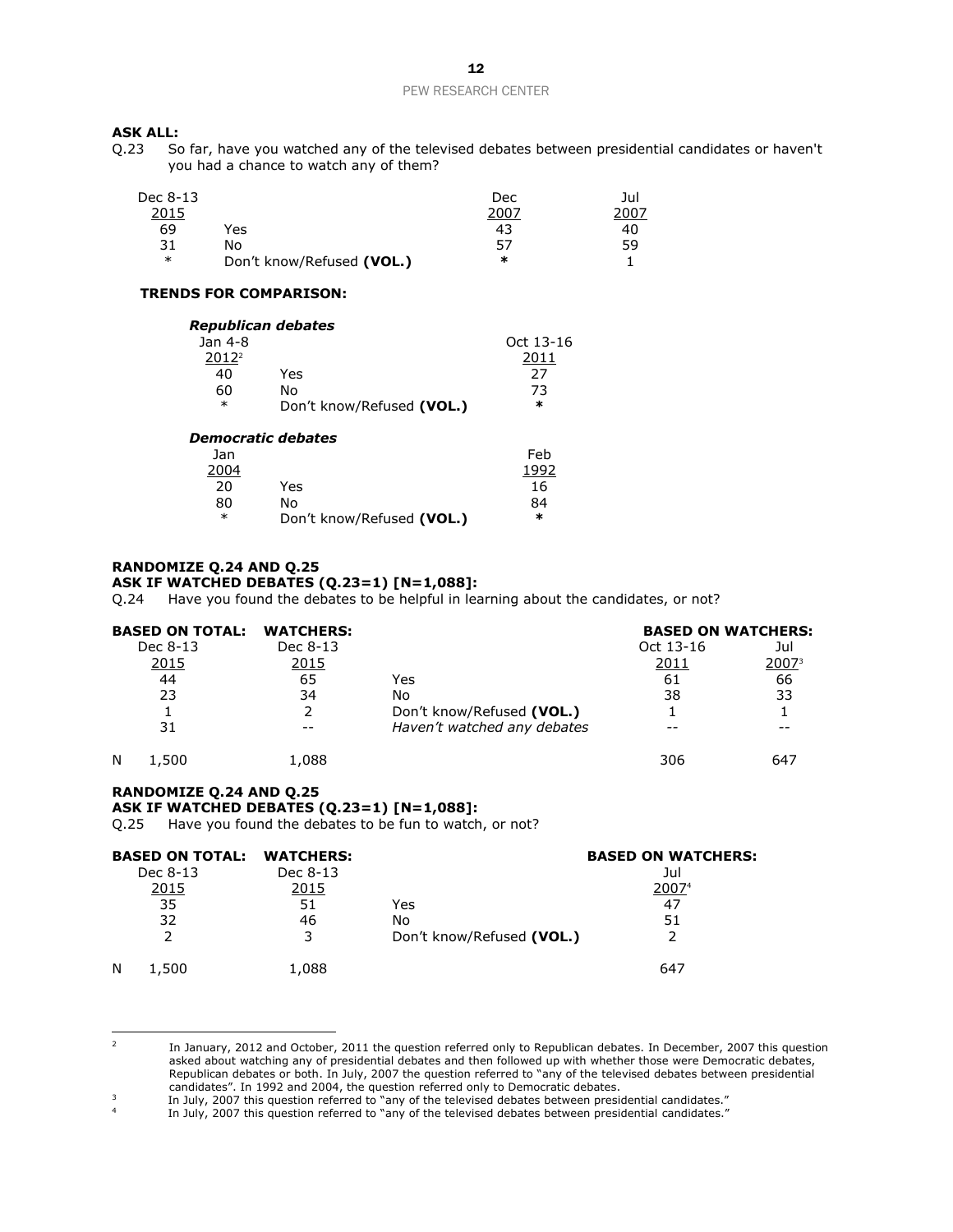**ASK ALL:**

Q.23 So far, have you watched any of the televised debates between presidential candidates or haven't you had a chance to watch any of them?

| Dec 8-13 2015 | | Dec 2007 | Jul 2007 |
|---|---|---|---|
| 69 | Yes | 43 | 40 |
| 31 | No | 57 | 59 |
| * | Don't know/Refused **(VOL.)** | * | 1 |

**TRENDS FOR COMPARISON:**

***Republican debates***

| Jan 4-8 2012[2] | | Oct 13-16 2011 |
|---|---|---|
| 40 | Yes | 27 |
| 60 | No | 73 |
| * | Don't know/Refused **(VOL.)** | * |

***Democratic debates***

| Jan 2004 | | Feb 1992 |
|---|---|---|
| 20 | Yes | 16 |
| 80 | No | 84 |
| * | Don't know/Refused **(VOL.)** | * |

**RANDOMIZE Q.24 AND Q.25**

**ASK IF WATCHED DEBATES (Q.23=1) [N=1,088]:**

Q.24 Have you found the debates to be helpful in learning about the candidates, or not?

| | **BASED ON TOTAL:** Dec 8-13 2015 | **WATCHERS:** Dec 8-13 2015 | | **BASED ON WATCHERS:** Oct 13-16 2011 | Jul 2007[3] |
|---|---|---|---|---|---|
| | 44 | 65 | Yes | 61 | 66 |
| | 23 | 34 | No | 38 | 33 |
| | 1 | 2 | Don't know/Refused **(VOL.)** | 1 | 1 |
| | 31 | -- | *Haven't watched any debates* | -- | -- |
| N | 1,500 | 1,088 | | 306 | 647 |

**RANDOMIZE Q.24 AND Q.25**

**ASK IF WATCHED DEBATES (Q.23=1) [N=1,088]:**

Q.25 Have you found the debates to be fun to watch, or not?

| | **BASED ON TOTAL:** Dec 8-13 2015 | **WATCHERS:** Dec 8-13 2015 | | **BASED ON WATCHERS:** Jul 2007[4] |
|---|---|---|---|---|
| | 35 | 51 | Yes | 47 |
| | 32 | 46 | No | 51 |
| | 2 | 3 | Don't know/Refused **(VOL.)** | 2 |
| N | 1,500 | 1,088 | | 647 |

---

[2] In January, 2012 and October, 2011 the question referred only to Republican debates. In December, 2007 this question asked about watching any of presidential debates and then followed up with whether those were Democratic debates, Republican debates or both. In July, 2007 the question referred to "any of the televised debates between presidential candidates". In 1992 and 2004, the question referred only to Democratic debates.

[3] In July, 2007 this question referred to "any of the televised debates between presidential candidates."

[4] In July, 2007 this question referred to "any of the televised debates between presidential candidates."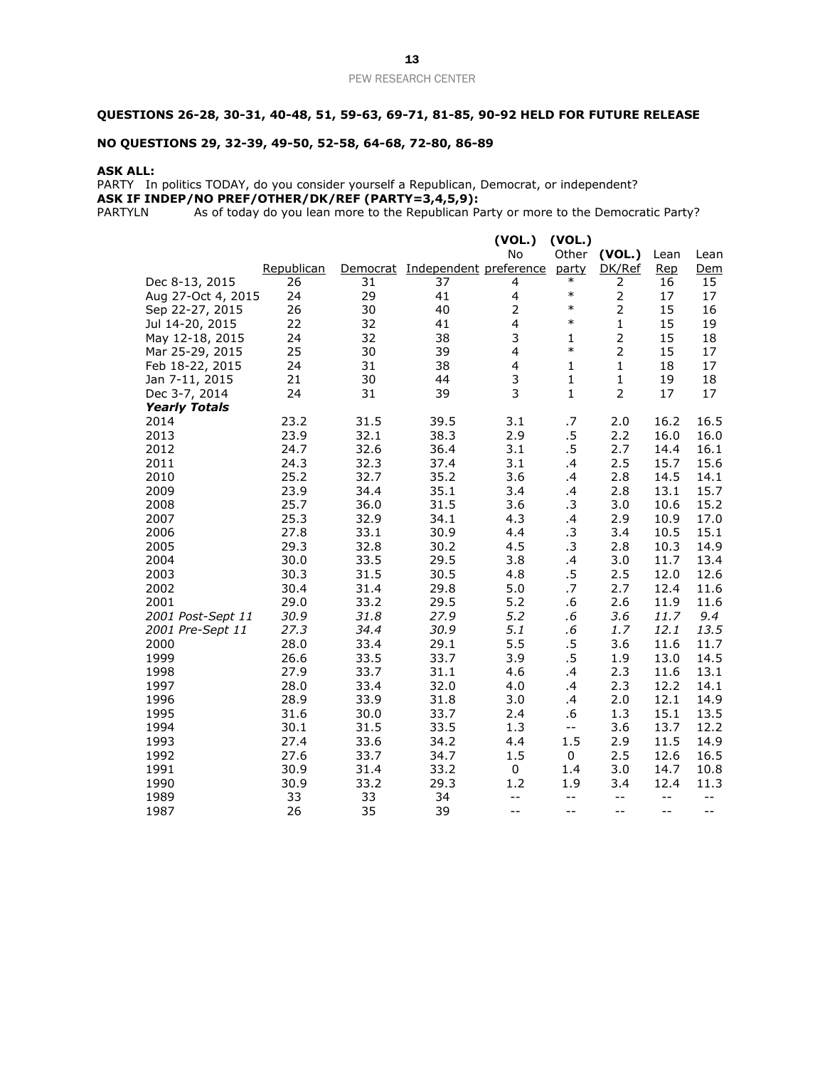**QUESTIONS 26-28, 30-31, 40-48, 51, 59-63, 69-71, 81-85, 90-92 HELD FOR FUTURE RELEASE**

**NO QUESTIONS 29, 32-39, 49-50, 52-58, 64-68, 72-80, 86-89**

**ASK ALL:**

PARTY In politics TODAY, do you consider yourself a Republican, Democrat, or independent?

**ASK IF INDEP/NO PREF/OTHER/DK/REF (PARTY=3,4,5,9):**

PARTYLN As of today do you lean more to the Republican Party or more to the Democratic Party?

| | Republican | Democrat | Independent | (VOL.) No preference | (VOL.) Other party | (VOL.) DK/Ref | Lean Rep | Lean Dem |
|---|---|---|---|---|---|---|---|---|
| Dec 8-13, 2015 | 26 | 31 | 37 | 4 | * | 2 | 16 | 15 |
| Aug 27-Oct 4, 2015 | 24 | 29 | 41 | 4 | * | 2 | 17 | 17 |
| Sep 22-27, 2015 | 26 | 30 | 40 | 2 | * | 2 | 15 | 16 |
| Jul 14-20, 2015 | 22 | 32 | 41 | 4 | * | 1 | 15 | 19 |
| May 12-18, 2015 | 24 | 32 | 38 | 3 | 1 | 2 | 15 | 18 |
| Mar 25-29, 2015 | 25 | 30 | 39 | 4 | * | 2 | 15 | 17 |
| Feb 18-22, 2015 | 24 | 31 | 38 | 4 | 1 | 1 | 18 | 17 |
| Jan 7-11, 2015 | 21 | 30 | 44 | 3 | 1 | 1 | 19 | 18 |
| Dec 3-7, 2014 | 24 | 31 | 39 | 3 | 1 | 2 | 17 | 17 |
| ***Yearly Totals*** | | | | | | | | |
| 2014 | 23.2 | 31.5 | 39.5 | 3.1 | .7 | 2.0 | 16.2 | 16.5 |
| 2013 | 23.9 | 32.1 | 38.3 | 2.9 | .5 | 2.2 | 16.0 | 16.0 |
| 2012 | 24.7 | 32.6 | 36.4 | 3.1 | .5 | 2.7 | 14.4 | 16.1 |
| 2011 | 24.3 | 32.3 | 37.4 | 3.1 | .4 | 2.5 | 15.7 | 15.6 |
| 2010 | 25.2 | 32.7 | 35.2 | 3.6 | .4 | 2.8 | 14.5 | 14.1 |
| 2009 | 23.9 | 34.4 | 35.1 | 3.4 | .4 | 2.8 | 13.1 | 15.7 |
| 2008 | 25.7 | 36.0 | 31.5 | 3.6 | .3 | 3.0 | 10.6 | 15.2 |
| 2007 | 25.3 | 32.9 | 34.1 | 4.3 | .4 | 2.9 | 10.9 | 17.0 |
| 2006 | 27.8 | 33.1 | 30.9 | 4.4 | .3 | 3.4 | 10.5 | 15.1 |
| 2005 | 29.3 | 32.8 | 30.2 | 4.5 | .3 | 2.8 | 10.3 | 14.9 |
| 2004 | 30.0 | 33.5 | 29.5 | 3.8 | .4 | 3.0 | 11.7 | 13.4 |
| 2003 | 30.3 | 31.5 | 30.5 | 4.8 | .5 | 2.5 | 12.0 | 12.6 |
| 2002 | 30.4 | 31.4 | 29.8 | 5.0 | .7 | 2.7 | 12.4 | 11.6 |
| 2001 | 29.0 | 33.2 | 29.5 | 5.2 | .6 | 2.6 | 11.9 | 11.6 |
| *2001 Post-Sept 11* | *30.9* | *31.8* | *27.9* | *5.2* | *.6* | *3.6* | *11.7* | *9.4* |
| *2001 Pre-Sept 11* | *27.3* | *34.4* | *30.9* | *5.1* | *.6* | *1.7* | *12.1* | *13.5* |
| 2000 | 28.0 | 33.4 | 29.1 | 5.5 | .5 | 3.6 | 11.6 | 11.7 |
| 1999 | 26.6 | 33.5 | 33.7 | 3.9 | .5 | 1.9 | 13.0 | 14.5 |
| 1998 | 27.9 | 33.7 | 31.1 | 4.6 | .4 | 2.3 | 11.6 | 13.1 |
| 1997 | 28.0 | 33.4 | 32.0 | 4.0 | .4 | 2.3 | 12.2 | 14.1 |
| 1996 | 28.9 | 33.9 | 31.8 | 3.0 | .4 | 2.0 | 12.1 | 14.9 |
| 1995 | 31.6 | 30.0 | 33.7 | 2.4 | .6 | 1.3 | 15.1 | 13.5 |
| 1994 | 30.1 | 31.5 | 33.5 | 1.3 | -- | 3.6 | 13.7 | 12.2 |
| 1993 | 27.4 | 33.6 | 34.2 | 4.4 | 1.5 | 2.9 | 11.5 | 14.9 |
| 1992 | 27.6 | 33.7 | 34.7 | 1.5 | 0 | 2.5 | 12.6 | 16.5 |
| 1991 | 30.9 | 31.4 | 33.2 | 0 | 1.4 | 3.0 | 14.7 | 10.8 |
| 1990 | 30.9 | 33.2 | 29.3 | 1.2 | 1.9 | 3.4 | 12.4 | 11.3 |
| 1989 | 33 | 33 | 34 | -- | -- | -- | -- | -- |
| 1987 | 26 | 35 | 39 | -- | -- | -- | -- | -- |